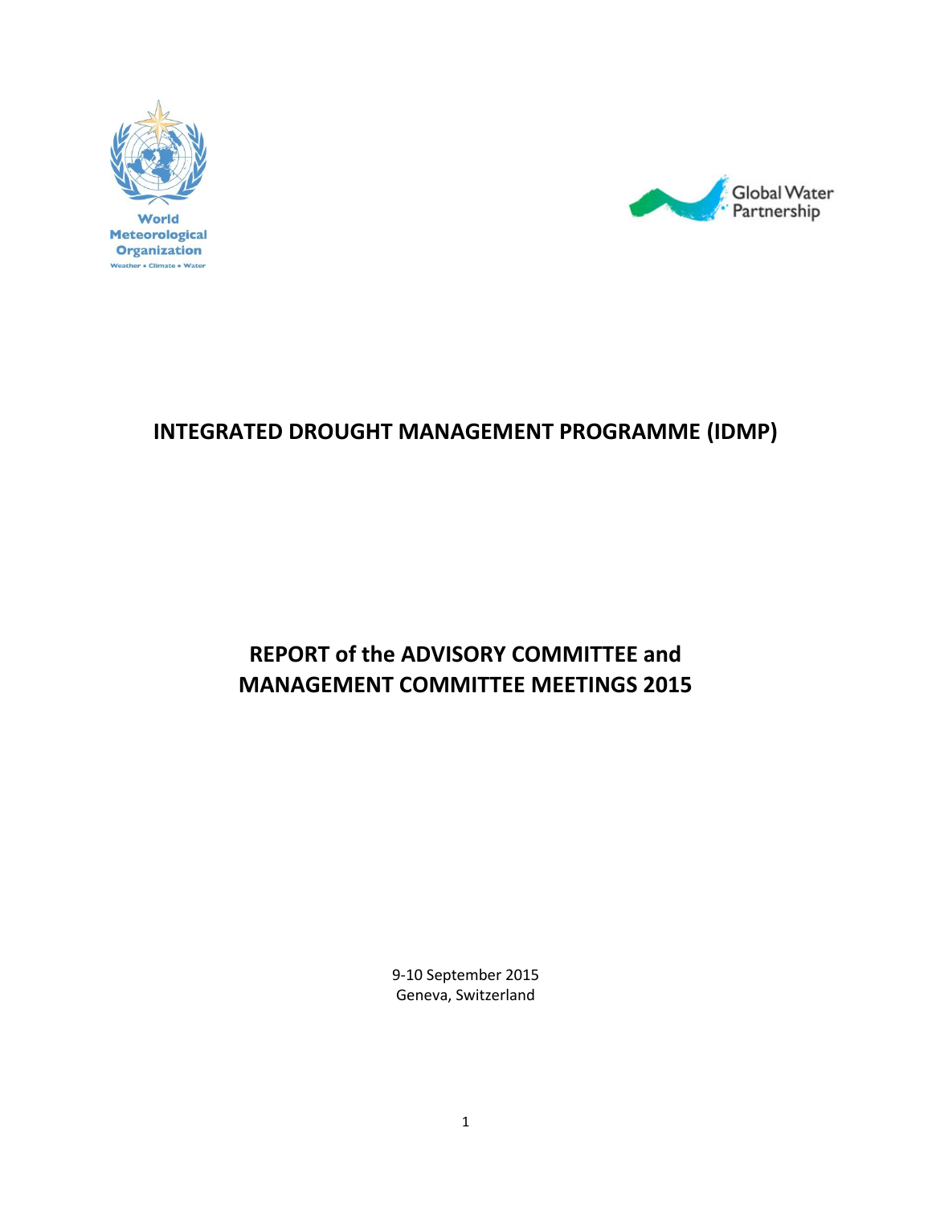World Meteorological Organization
Weather • Climate • Water

Global Water Partnership

# INTEGRATED DROUGHT MANAGEMENT PROGRAMME (IDMP)

# REPORT of the ADVISORY COMMITTEE and MANAGEMENT COMMITTEE MEETINGS 2015

9-10 September 2015
Geneva, Switzerland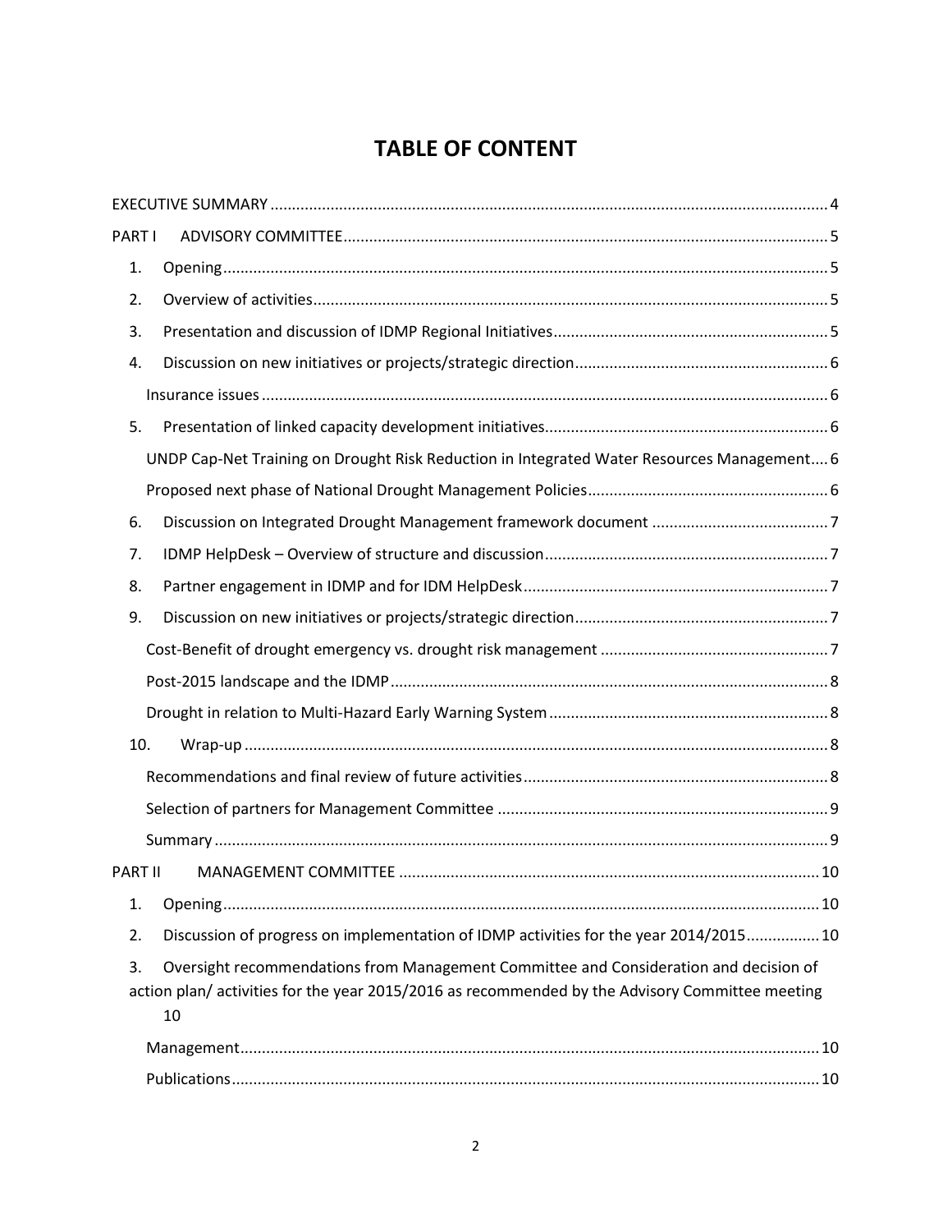# TABLE OF CONTENT

EXECUTIVE SUMMARY ..... 4

PART I ADVISORY COMMITTEE ..... 5

1. Opening ..... 5
2. Overview of activities ..... 5
3. Presentation and discussion of IDMP Regional Initiatives ..... 5
4. Discussion on new initiatives or projects/strategic direction ..... 6
   - Insurance issues ..... 6
5. Presentation of linked capacity development initiatives ..... 6
   - UNDP Cap-Net Training on Drought Risk Reduction in Integrated Water Resources Management ..... 6
   - Proposed next phase of National Drought Management Policies ..... 6
6. Discussion on Integrated Drought Management framework document ..... 7
7. IDMP HelpDesk – Overview of structure and discussion ..... 7
8. Partner engagement in IDMP and for IDM HelpDesk ..... 7
9. Discussion on new initiatives or projects/strategic direction ..... 7
   - Cost-Benefit of drought emergency vs. drought risk management ..... 7
   - Post-2015 landscape and the IDMP ..... 8
   - Drought in relation to Multi-Hazard Early Warning System ..... 8
10. Wrap-up ..... 8
    - Recommendations and final review of future activities ..... 8
    - Selection of partners for Management Committee ..... 9
    - Summary ..... 9

PART II MANAGEMENT COMMITTEE ..... 10

1. Opening ..... 10
2. Discussion of progress on implementation of IDMP activities for the year 2014/2015 ..... 10
3. Oversight recommendations from Management Committee and Consideration and decision of action plan/ activities for the year 2015/2016 as recommended by the Advisory Committee meeting ..... 10
   - Management ..... 10
   - Publications ..... 10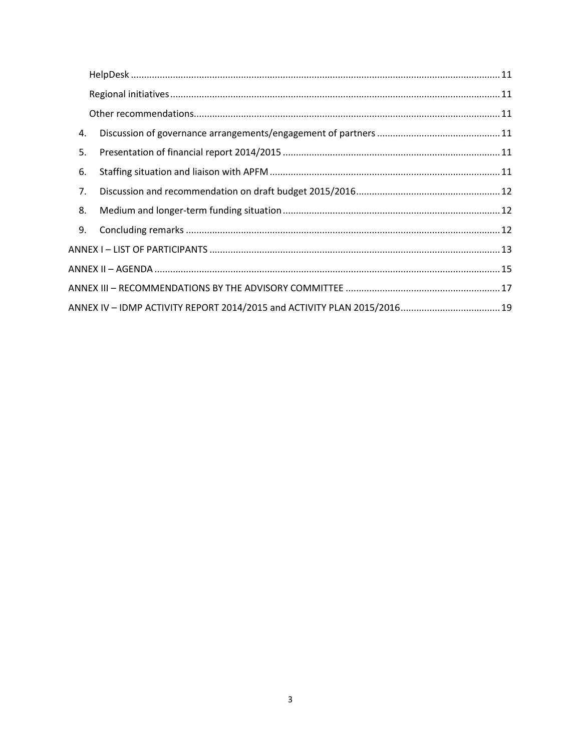HelpDesk ..... 11

Regional initiatives ..... 11

Other recommendations ..... 11

4. Discussion of governance arrangements/engagement of partners ..... 11
5. Presentation of financial report 2014/2015 ..... 11
6. Staffing situation and liaison with APFM ..... 11
7. Discussion and recommendation on draft budget 2015/2016 ..... 12
8. Medium and longer-term funding situation ..... 12
9. Concluding remarks ..... 12

ANNEX I – LIST OF PARTICIPANTS ..... 13

ANNEX II – AGENDA ..... 15

ANNEX III – RECOMMENDATIONS BY THE ADVISORY COMMITTEE ..... 17

ANNEX IV – IDMP ACTIVITY REPORT 2014/2015 and ACTIVITY PLAN 2015/2016 ..... 19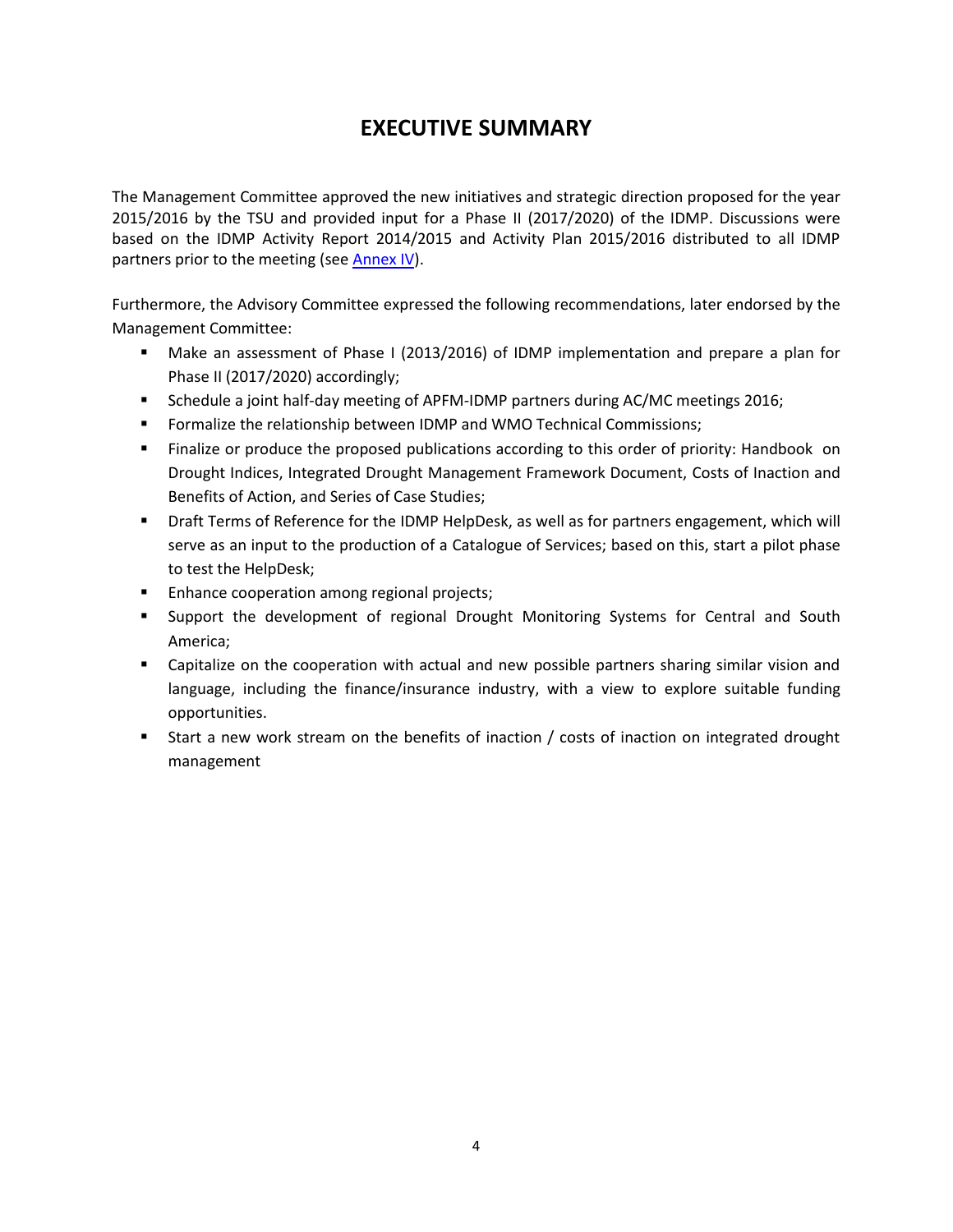# EXECUTIVE SUMMARY

The Management Committee approved the new initiatives and strategic direction proposed for the year 2015/2016 by the TSU and provided input for a Phase II (2017/2020) of the IDMP. Discussions were based on the IDMP Activity Report 2014/2015 and Activity Plan 2015/2016 distributed to all IDMP partners prior to the meeting (see Annex IV).

Furthermore, the Advisory Committee expressed the following recommendations, later endorsed by the Management Committee:

- Make an assessment of Phase I (2013/2016) of IDMP implementation and prepare a plan for Phase II (2017/2020) accordingly;
- Schedule a joint half-day meeting of APFM-IDMP partners during AC/MC meetings 2016;
- Formalize the relationship between IDMP and WMO Technical Commissions;
- Finalize or produce the proposed publications according to this order of priority: Handbook on Drought Indices, Integrated Drought Management Framework Document, Costs of Inaction and Benefits of Action, and Series of Case Studies;
- Draft Terms of Reference for the IDMP HelpDesk, as well as for partners engagement, which will serve as an input to the production of a Catalogue of Services; based on this, start a pilot phase to test the HelpDesk;
- Enhance cooperation among regional projects;
- Support the development of regional Drought Monitoring Systems for Central and South America;
- Capitalize on the cooperation with actual and new possible partners sharing similar vision and language, including the finance/insurance industry, with a view to explore suitable funding opportunities.
- Start a new work stream on the benefits of inaction / costs of inaction on integrated drought management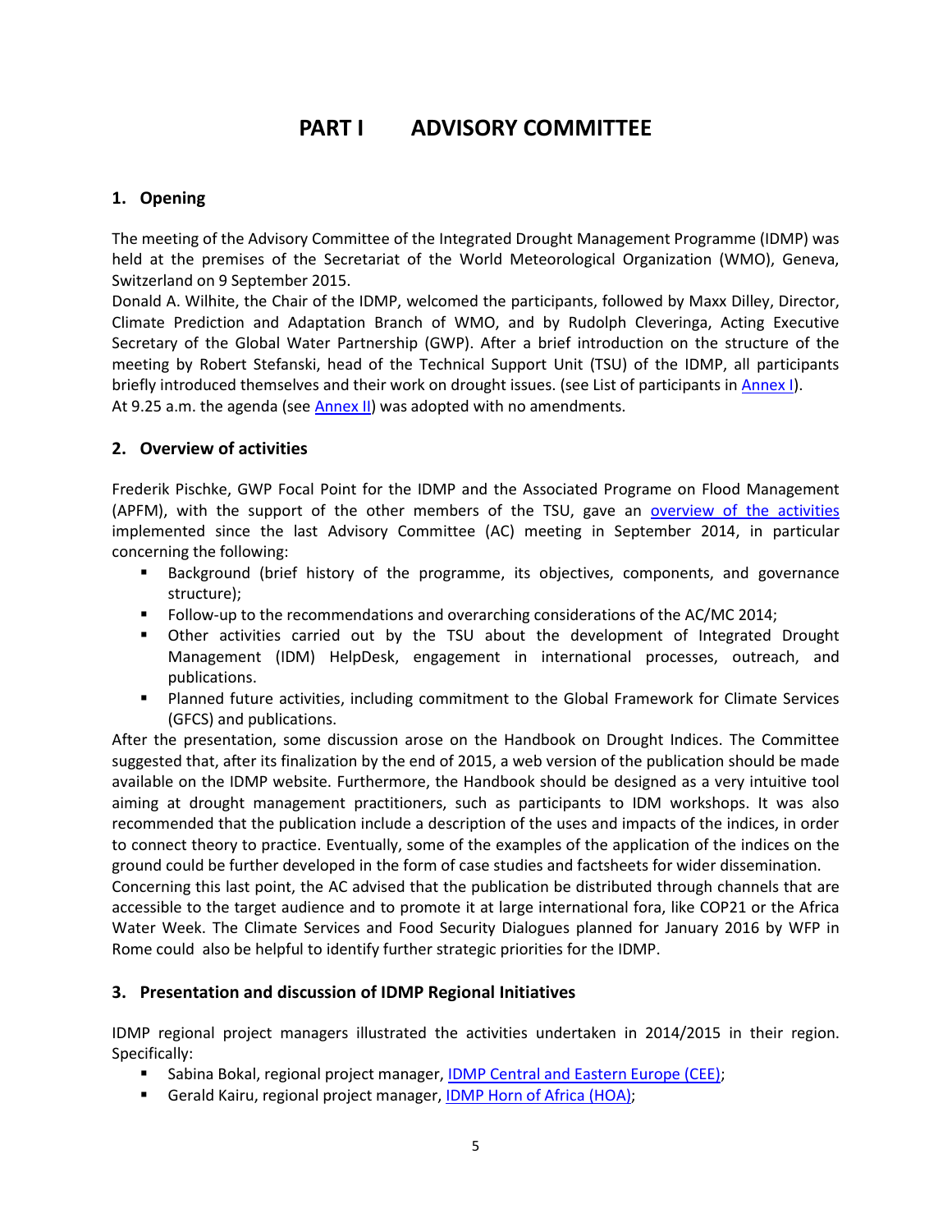# PART I ADVISORY COMMITTEE

## 1. Opening

The meeting of the Advisory Committee of the Integrated Drought Management Programme (IDMP) was held at the premises of the Secretariat of the World Meteorological Organization (WMO), Geneva, Switzerland on 9 September 2015.

Donald A. Wilhite, the Chair of the IDMP, welcomed the participants, followed by Maxx Dilley, Director, Climate Prediction and Adaptation Branch of WMO, and by Rudolph Cleveringa, Acting Executive Secretary of the Global Water Partnership (GWP). After a brief introduction on the structure of the meeting by Robert Stefanski, head of the Technical Support Unit (TSU) of the IDMP, all participants briefly introduced themselves and their work on drought issues. (see List of participants in Annex I).

At 9.25 a.m. the agenda (see Annex II) was adopted with no amendments.

## 2. Overview of activities

Frederik Pischke, GWP Focal Point for the IDMP and the Associated Programe on Flood Management (APFM), with the support of the other members of the TSU, gave an overview of the activities implemented since the last Advisory Committee (AC) meeting in September 2014, in particular concerning the following:

- Background (brief history of the programme, its objectives, components, and governance structure);
- Follow-up to the recommendations and overarching considerations of the AC/MC 2014;
- Other activities carried out by the TSU about the development of Integrated Drought Management (IDM) HelpDesk, engagement in international processes, outreach, and publications.
- Planned future activities, including commitment to the Global Framework for Climate Services (GFCS) and publications.

After the presentation, some discussion arose on the Handbook on Drought Indices. The Committee suggested that, after its finalization by the end of 2015, a web version of the publication should be made available on the IDMP website. Furthermore, the Handbook should be designed as a very intuitive tool aiming at drought management practitioners, such as participants to IDM workshops. It was also recommended that the publication include a description of the uses and impacts of the indices, in order to connect theory to practice. Eventually, some of the examples of the application of the indices on the ground could be further developed in the form of case studies and factsheets for wider dissemination.

Concerning this last point, the AC advised that the publication be distributed through channels that are accessible to the target audience and to promote it at large international fora, like COP21 or the Africa Water Week. The Climate Services and Food Security Dialogues planned for January 2016 by WFP in Rome could also be helpful to identify further strategic priorities for the IDMP.

## 3. Presentation and discussion of IDMP Regional Initiatives

IDMP regional project managers illustrated the activities undertaken in 2014/2015 in their region. Specifically:

- Sabina Bokal, regional project manager, IDMP Central and Eastern Europe (CEE);
- Gerald Kairu, regional project manager, IDMP Horn of Africa (HOA);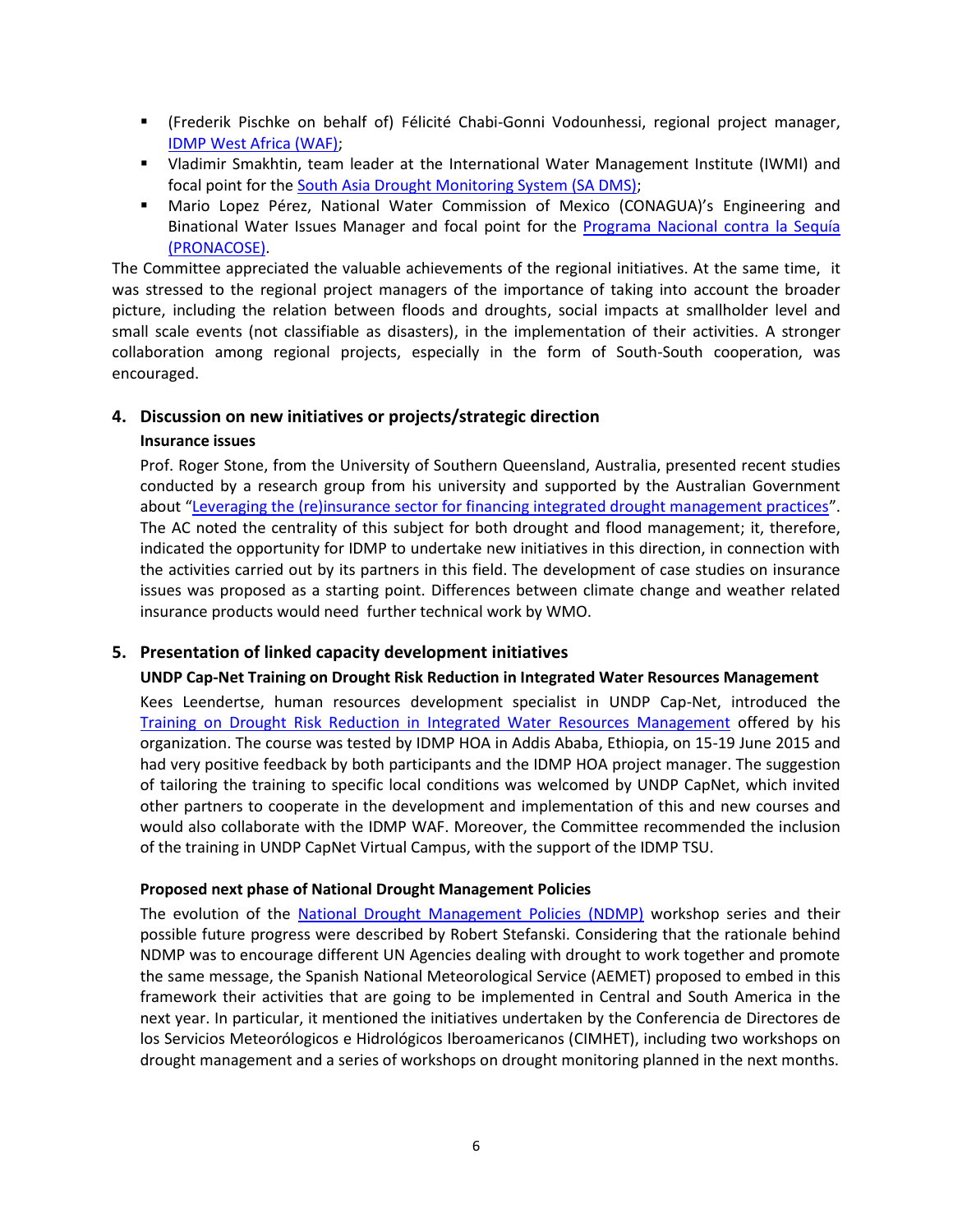- (Frederik Pischke on behalf of) Félicité Chabi-Gonni Vodounhessi, regional project manager, IDMP West Africa (WAF);
- Vladimir Smakhtin, team leader at the International Water Management Institute (IWMI) and focal point for the South Asia Drought Monitoring System (SA DMS);
- Mario Lopez Pérez, National Water Commission of Mexico (CONAGUA)'s Engineering and Binational Water Issues Manager and focal point for the Programa Nacional contra la Sequía (PRONACOSE).

The Committee appreciated the valuable achievements of the regional initiatives. At the same time, it was stressed to the regional project managers of the importance of taking into account the broader picture, including the relation between floods and droughts, social impacts at smallholder level and small scale events (not classifiable as disasters), in the implementation of their activities. A stronger collaboration among regional projects, especially in the form of South-South cooperation, was encouraged.

## 4. Discussion on new initiatives or projects/strategic direction

**Insurance issues**

Prof. Roger Stone, from the University of Southern Queensland, Australia, presented recent studies conducted by a research group from his university and supported by the Australian Government about "Leveraging the (re)insurance sector for financing integrated drought management practices". The AC noted the centrality of this subject for both drought and flood management; it, therefore, indicated the opportunity for IDMP to undertake new initiatives in this direction, in connection with the activities carried out by its partners in this field. The development of case studies on insurance issues was proposed as a starting point. Differences between climate change and weather related insurance products would need further technical work by WMO.

## 5. Presentation of linked capacity development initiatives

**UNDP Cap-Net Training on Drought Risk Reduction in Integrated Water Resources Management**

Kees Leendertse, human resources development specialist in UNDP Cap-Net, introduced the Training on Drought Risk Reduction in Integrated Water Resources Management offered by his organization. The course was tested by IDMP HOA in Addis Ababa, Ethiopia, on 15-19 June 2015 and had very positive feedback by both participants and the IDMP HOA project manager. The suggestion of tailoring the training to specific local conditions was welcomed by UNDP CapNet, which invited other partners to cooperate in the development and implementation of this and new courses and would also collaborate with the IDMP WAF. Moreover, the Committee recommended the inclusion of the training in UNDP CapNet Virtual Campus, with the support of the IDMP TSU.

**Proposed next phase of National Drought Management Policies**

The evolution of the National Drought Management Policies (NDMP) workshop series and their possible future progress were described by Robert Stefanski. Considering that the rationale behind NDMP was to encourage different UN Agencies dealing with drought to work together and promote the same message, the Spanish National Meteorological Service (AEMET) proposed to embed in this framework their activities that are going to be implemented in Central and South America in the next year. In particular, it mentioned the initiatives undertaken by the Conferencia de Directores de los Servicios Meteorológicos e Hidrológicos Iberoamericanos (CIMHET), including two workshops on drought management and a series of workshops on drought monitoring planned in the next months.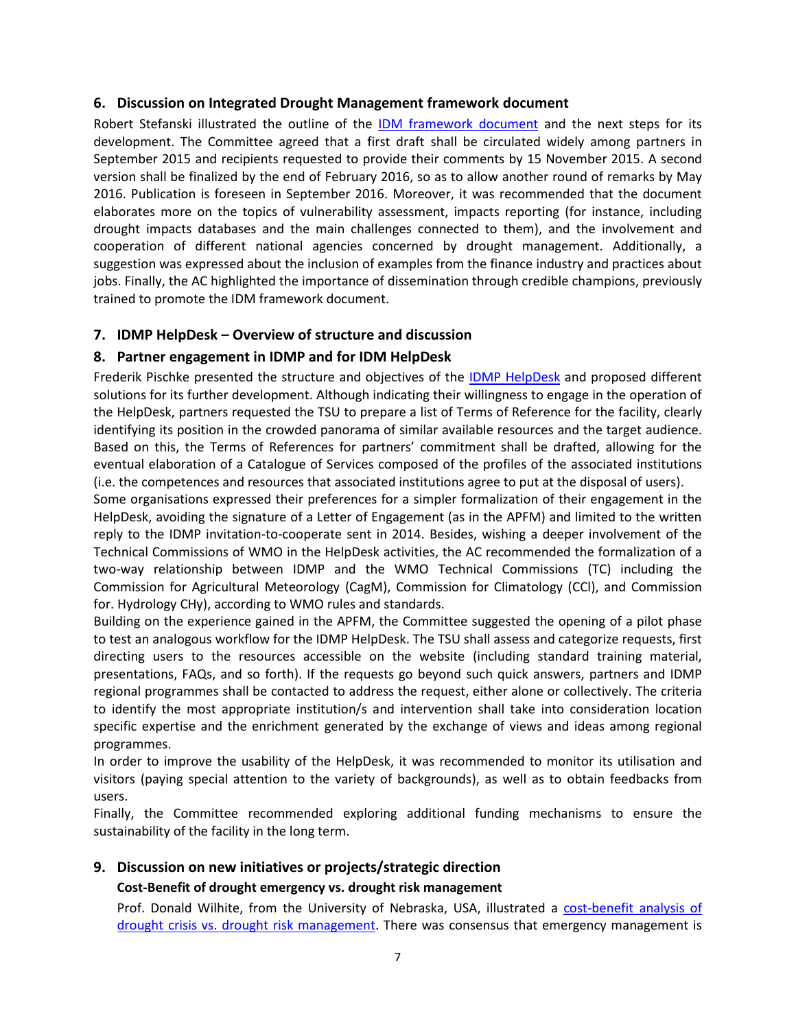## 6. Discussion on Integrated Drought Management framework document

Robert Stefanski illustrated the outline of the IDM framework document and the next steps for its development. The Committee agreed that a first draft shall be circulated widely among partners in September 2015 and recipients requested to provide their comments by 15 November 2015. A second version shall be finalized by the end of February 2016, so as to allow another round of remarks by May 2016. Publication is foreseen in September 2016. Moreover, it was recommended that the document elaborates more on the topics of vulnerability assessment, impacts reporting (for instance, including drought impacts databases and the main challenges connected to them), and the involvement and cooperation of different national agencies concerned by drought management. Additionally, a suggestion was expressed about the inclusion of examples from the finance industry and practices about jobs. Finally, the AC highlighted the importance of dissemination through credible champions, previously trained to promote the IDM framework document.

## 7. IDMP HelpDesk – Overview of structure and discussion

## 8. Partner engagement in IDMP and for IDM HelpDesk

Frederik Pischke presented the structure and objectives of the IDMP HelpDesk and proposed different solutions for its further development. Although indicating their willingness to engage in the operation of the HelpDesk, partners requested the TSU to prepare a list of Terms of Reference for the facility, clearly identifying its position in the crowded panorama of similar available resources and the target audience. Based on this, the Terms of References for partners' commitment shall be drafted, allowing for the eventual elaboration of a Catalogue of Services composed of the profiles of the associated institutions (i.e. the competences and resources that associated institutions agree to put at the disposal of users).

Some organisations expressed their preferences for a simpler formalization of their engagement in the HelpDesk, avoiding the signature of a Letter of Engagement (as in the APFM) and limited to the written reply to the IDMP invitation-to-cooperate sent in 2014. Besides, wishing a deeper involvement of the Technical Commissions of WMO in the HelpDesk activities, the AC recommended the formalization of a two-way relationship between IDMP and the WMO Technical Commissions (TC) including the Commission for Agricultural Meteorology (CagM), Commission for Climatology (CCl), and Commission for. Hydrology CHy), according to WMO rules and standards.

Building on the experience gained in the APFM, the Committee suggested the opening of a pilot phase to test an analogous workflow for the IDMP HelpDesk. The TSU shall assess and categorize requests, first directing users to the resources accessible on the website (including standard training material, presentations, FAQs, and so forth). If the requests go beyond such quick answers, partners and IDMP regional programmes shall be contacted to address the request, either alone or collectively. The criteria to identify the most appropriate institution/s and intervention shall take into consideration location specific expertise and the enrichment generated by the exchange of views and ideas among regional programmes.

In order to improve the usability of the HelpDesk, it was recommended to monitor its utilisation and visitors (paying special attention to the variety of backgrounds), as well as to obtain feedbacks from users.

Finally, the Committee recommended exploring additional funding mechanisms to ensure the sustainability of the facility in the long term.

## 9. Discussion on new initiatives or projects/strategic direction

### Cost-Benefit of drought emergency vs. drought risk management

Prof. Donald Wilhite, from the University of Nebraska, USA, illustrated a cost-benefit analysis of drought crisis vs. drought risk management. There was consensus that emergency management is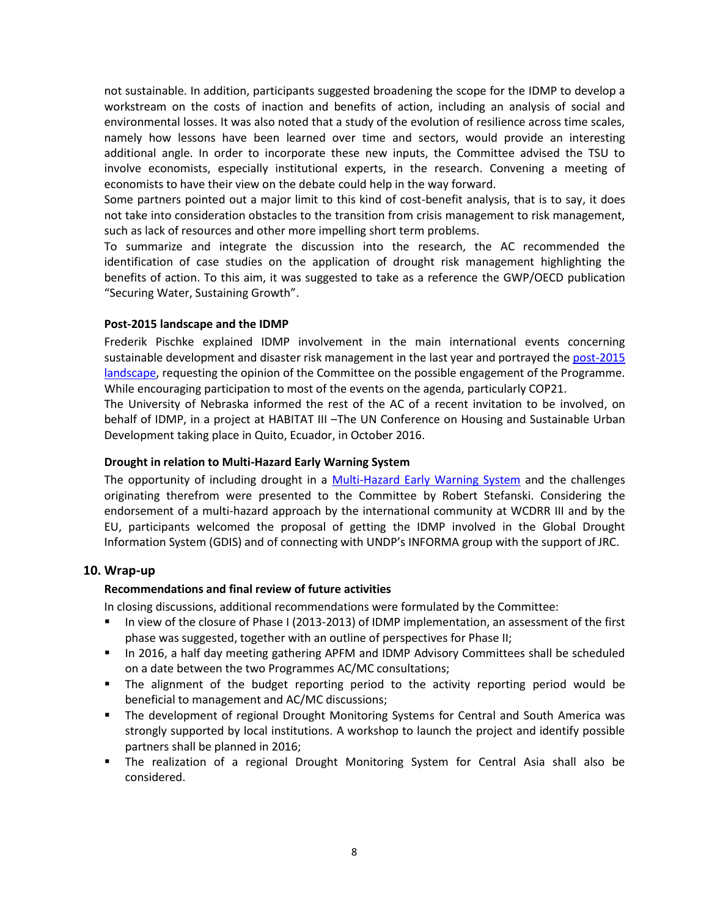not sustainable. In addition, participants suggested broadening the scope for the IDMP to develop a workstream on the costs of inaction and benefits of action, including an analysis of social and environmental losses. It was also noted that a study of the evolution of resilience across time scales, namely how lessons have been learned over time and sectors, would provide an interesting additional angle. In order to incorporate these new inputs, the Committee advised the TSU to involve economists, especially institutional experts, in the research. Convening a meeting of economists to have their view on the debate could help in the way forward.

Some partners pointed out a major limit to this kind of cost-benefit analysis, that is to say, it does not take into consideration obstacles to the transition from crisis management to risk management, such as lack of resources and other more impelling short term problems.

To summarize and integrate the discussion into the research, the AC recommended the identification of case studies on the application of drought risk management highlighting the benefits of action. To this aim, it was suggested to take as a reference the GWP/OECD publication "Securing Water, Sustaining Growth".

#### Post-2015 landscape and the IDMP

Frederik Pischke explained IDMP involvement in the main international events concerning sustainable development and disaster risk management in the last year and portrayed the post-2015 landscape, requesting the opinion of the Committee on the possible engagement of the Programme. While encouraging participation to most of the events on the agenda, particularly COP21.

The University of Nebraska informed the rest of the AC of a recent invitation to be involved, on behalf of IDMP, in a project at HABITAT III –The UN Conference on Housing and Sustainable Urban Development taking place in Quito, Ecuador, in October 2016.

#### Drought in relation to Multi-Hazard Early Warning System

The opportunity of including drought in a Multi-Hazard Early Warning System and the challenges originating therefrom were presented to the Committee by Robert Stefanski. Considering the endorsement of a multi-hazard approach by the international community at WCDRR III and by the EU, participants welcomed the proposal of getting the IDMP involved in the Global Drought Information System (GDIS) and of connecting with UNDP's INFORMA group with the support of JRC.

## 10. Wrap-up

#### Recommendations and final review of future activities

In closing discussions, additional recommendations were formulated by the Committee:

- In view of the closure of Phase I (2013-2013) of IDMP implementation, an assessment of the first phase was suggested, together with an outline of perspectives for Phase II;
- In 2016, a half day meeting gathering APFM and IDMP Advisory Committees shall be scheduled on a date between the two Programmes AC/MC consultations;
- The alignment of the budget reporting period to the activity reporting period would be beneficial to management and AC/MC discussions;
- The development of regional Drought Monitoring Systems for Central and South America was strongly supported by local institutions. A workshop to launch the project and identify possible partners shall be planned in 2016;
- The realization of a regional Drought Monitoring System for Central Asia shall also be considered.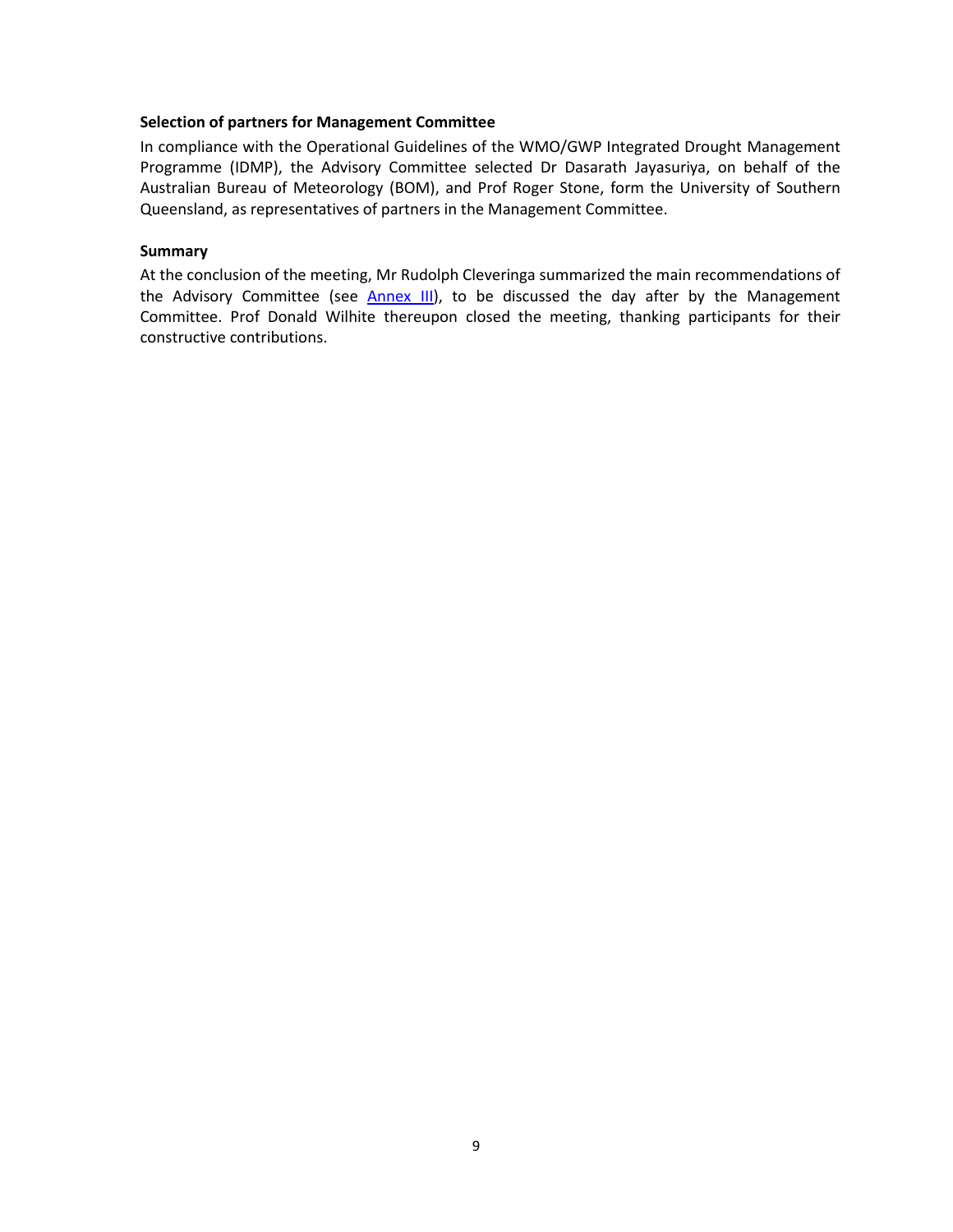**Selection of partners for Management Committee**

In compliance with the Operational Guidelines of the WMO/GWP Integrated Drought Management Programme (IDMP), the Advisory Committee selected Dr Dasarath Jayasuriya, on behalf of the Australian Bureau of Meteorology (BOM), and Prof Roger Stone, form the University of Southern Queensland, as representatives of partners in the Management Committee.

**Summary**

At the conclusion of the meeting, Mr Rudolph Cleveringa summarized the main recommendations of the Advisory Committee (see Annex III), to be discussed the day after by the Management Committee. Prof Donald Wilhite thereupon closed the meeting, thanking participants for their constructive contributions.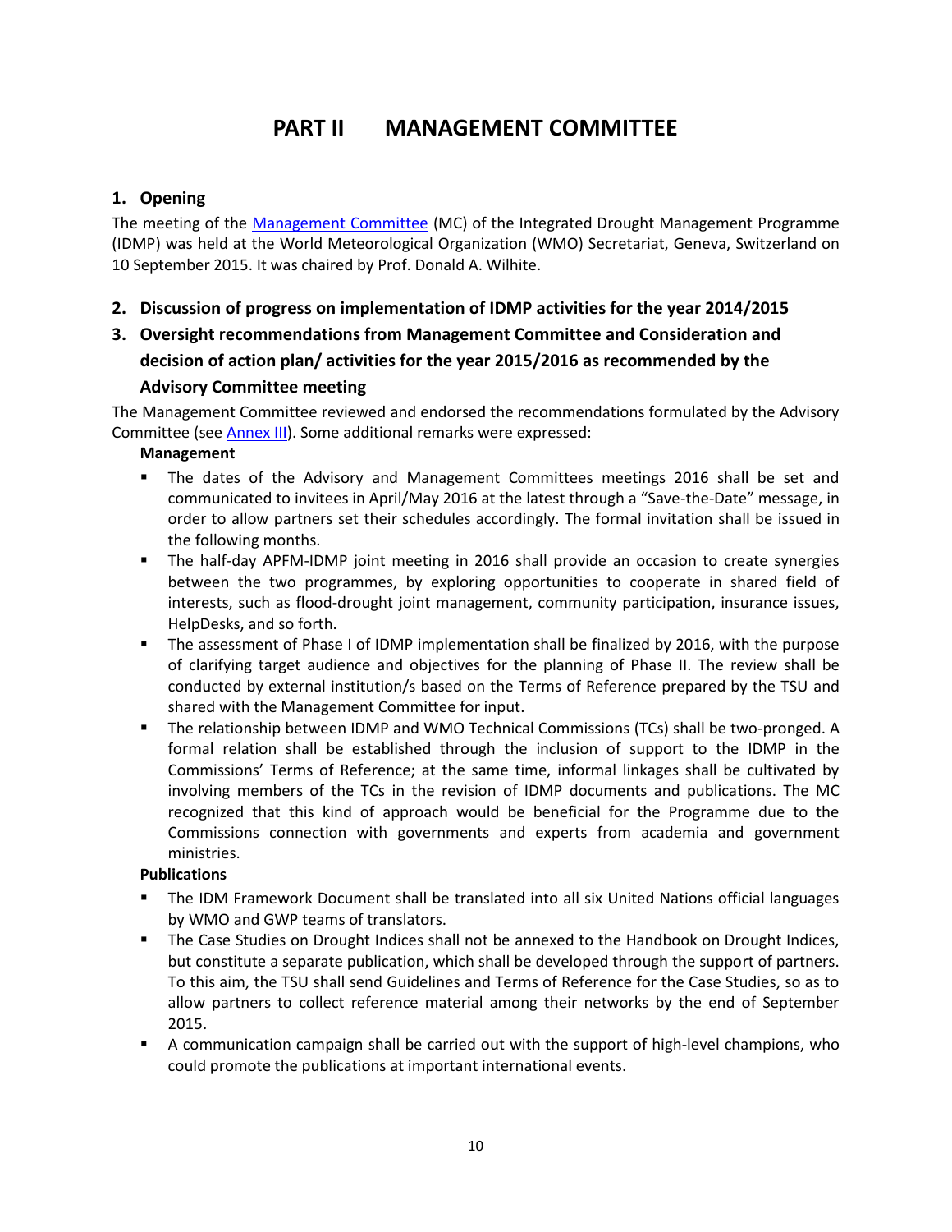# PART II MANAGEMENT COMMITTEE

## 1. Opening

The meeting of the Management Committee (MC) of the Integrated Drought Management Programme (IDMP) was held at the World Meteorological Organization (WMO) Secretariat, Geneva, Switzerland on 10 September 2015. It was chaired by Prof. Donald A. Wilhite.

## 2. Discussion of progress on implementation of IDMP activities for the year 2014/2015

## 3. Oversight recommendations from Management Committee and Consideration and decision of action plan/ activities for the year 2015/2016 as recommended by the Advisory Committee meeting

The Management Committee reviewed and endorsed the recommendations formulated by the Advisory Committee (see Annex III). Some additional remarks were expressed:

**Management**

- The dates of the Advisory and Management Committees meetings 2016 shall be set and communicated to invitees in April/May 2016 at the latest through a "Save-the-Date" message, in order to allow partners set their schedules accordingly. The formal invitation shall be issued in the following months.
- The half-day APFM-IDMP joint meeting in 2016 shall provide an occasion to create synergies between the two programmes, by exploring opportunities to cooperate in shared field of interests, such as flood-drought joint management, community participation, insurance issues, HelpDesks, and so forth.
- The assessment of Phase I of IDMP implementation shall be finalized by 2016, with the purpose of clarifying target audience and objectives for the planning of Phase II. The review shall be conducted by external institution/s based on the Terms of Reference prepared by the TSU and shared with the Management Committee for input.
- The relationship between IDMP and WMO Technical Commissions (TCs) shall be two-pronged. A formal relation shall be established through the inclusion of support to the IDMP in the Commissions' Terms of Reference; at the same time, informal linkages shall be cultivated by involving members of the TCs in the revision of IDMP documents and publications. The MC recognized that this kind of approach would be beneficial for the Programme due to the Commissions connection with governments and experts from academia and government ministries.

**Publications**

- The IDM Framework Document shall be translated into all six United Nations official languages by WMO and GWP teams of translators.
- The Case Studies on Drought Indices shall not be annexed to the Handbook on Drought Indices, but constitute a separate publication, which shall be developed through the support of partners. To this aim, the TSU shall send Guidelines and Terms of Reference for the Case Studies, so as to allow partners to collect reference material among their networks by the end of September 2015.
- A communication campaign shall be carried out with the support of high-level champions, who could promote the publications at important international events.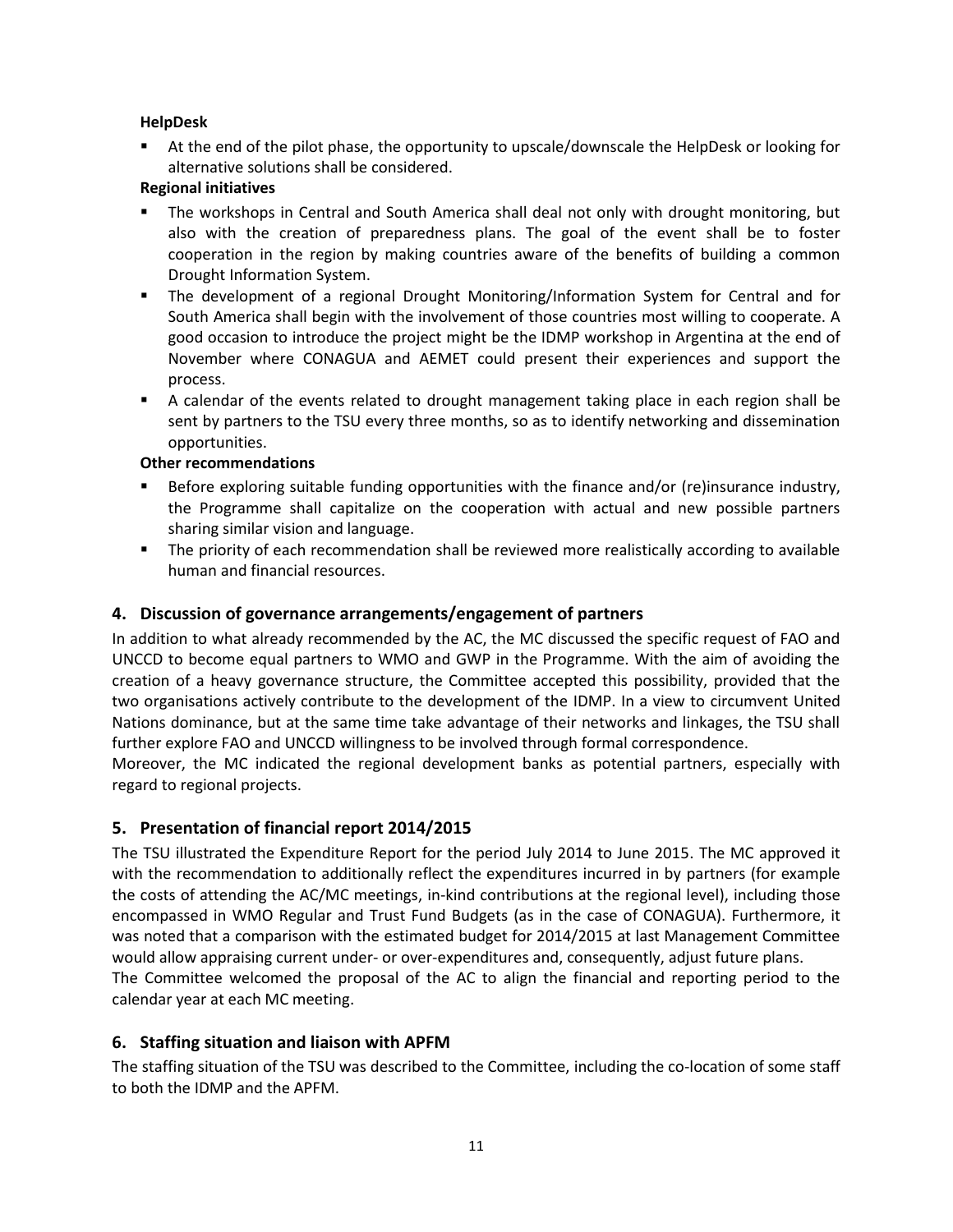**HelpDesk**

- At the end of the pilot phase, the opportunity to upscale/downscale the HelpDesk or looking for alternative solutions shall be considered.

**Regional initiatives**

- The workshops in Central and South America shall deal not only with drought monitoring, but also with the creation of preparedness plans. The goal of the event shall be to foster cooperation in the region by making countries aware of the benefits of building a common Drought Information System.
- The development of a regional Drought Monitoring/Information System for Central and for South America shall begin with the involvement of those countries most willing to cooperate. A good occasion to introduce the project might be the IDMP workshop in Argentina at the end of November where CONAGUA and AEMET could present their experiences and support the process.
- A calendar of the events related to drought management taking place in each region shall be sent by partners to the TSU every three months, so as to identify networking and dissemination opportunities.

**Other recommendations**

- Before exploring suitable funding opportunities with the finance and/or (re)insurance industry, the Programme shall capitalize on the cooperation with actual and new possible partners sharing similar vision and language.
- The priority of each recommendation shall be reviewed more realistically according to available human and financial resources.

## 4. Discussion of governance arrangements/engagement of partners

In addition to what already recommended by the AC, the MC discussed the specific request of FAO and UNCCD to become equal partners to WMO and GWP in the Programme. With the aim of avoiding the creation of a heavy governance structure, the Committee accepted this possibility, provided that the two organisations actively contribute to the development of the IDMP. In a view to circumvent United Nations dominance, but at the same time take advantage of their networks and linkages, the TSU shall further explore FAO and UNCCD willingness to be involved through formal correspondence.

Moreover, the MC indicated the regional development banks as potential partners, especially with regard to regional projects.

## 5. Presentation of financial report 2014/2015

The TSU illustrated the Expenditure Report for the period July 2014 to June 2015. The MC approved it with the recommendation to additionally reflect the expenditures incurred in by partners (for example the costs of attending the AC/MC meetings, in-kind contributions at the regional level), including those encompassed in WMO Regular and Trust Fund Budgets (as in the case of CONAGUA). Furthermore, it was noted that a comparison with the estimated budget for 2014/2015 at last Management Committee would allow appraising current under- or over-expenditures and, consequently, adjust future plans.

The Committee welcomed the proposal of the AC to align the financial and reporting period to the calendar year at each MC meeting.

## 6. Staffing situation and liaison with APFM

The staffing situation of the TSU was described to the Committee, including the co-location of some staff to both the IDMP and the APFM.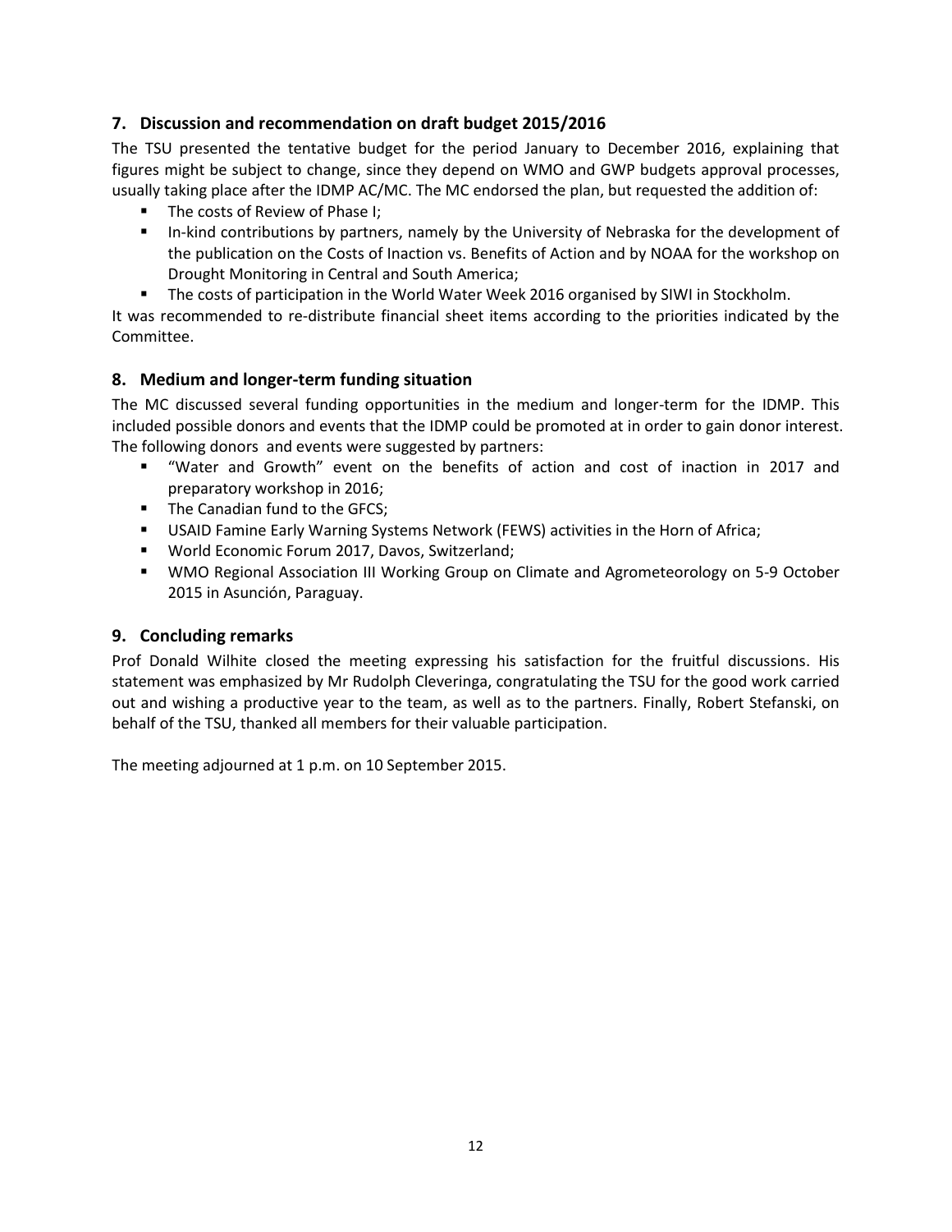## 7. Discussion and recommendation on draft budget 2015/2016

The TSU presented the tentative budget for the period January to December 2016, explaining that figures might be subject to change, since they depend on WMO and GWP budgets approval processes, usually taking place after the IDMP AC/MC. The MC endorsed the plan, but requested the addition of:

- The costs of Review of Phase I;
- In-kind contributions by partners, namely by the University of Nebraska for the development of the publication on the Costs of Inaction vs. Benefits of Action and by NOAA for the workshop on Drought Monitoring in Central and South America;
- The costs of participation in the World Water Week 2016 organised by SIWI in Stockholm.

It was recommended to re-distribute financial sheet items according to the priorities indicated by the Committee.

## 8. Medium and longer-term funding situation

The MC discussed several funding opportunities in the medium and longer-term for the IDMP. This included possible donors and events that the IDMP could be promoted at in order to gain donor interest. The following donors and events were suggested by partners:

- "Water and Growth" event on the benefits of action and cost of inaction in 2017 and preparatory workshop in 2016;
- The Canadian fund to the GFCS;
- USAID Famine Early Warning Systems Network (FEWS) activities in the Horn of Africa;
- World Economic Forum 2017, Davos, Switzerland;
- WMO Regional Association III Working Group on Climate and Agrometeorology on 5-9 October 2015 in Asunción, Paraguay.

## 9. Concluding remarks

Prof Donald Wilhite closed the meeting expressing his satisfaction for the fruitful discussions. His statement was emphasized by Mr Rudolph Cleveringa, congratulating the TSU for the good work carried out and wishing a productive year to the team, as well as to the partners. Finally, Robert Stefanski, on behalf of the TSU, thanked all members for their valuable participation.

The meeting adjourned at 1 p.m. on 10 September 2015.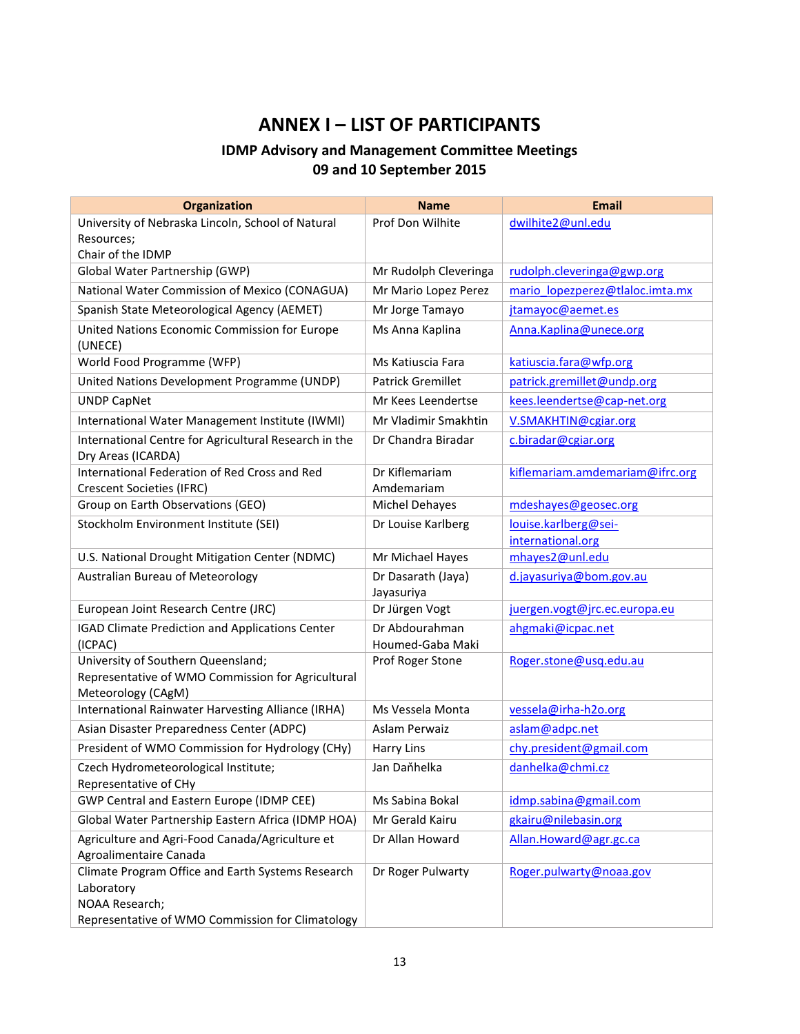# ANNEX I – LIST OF PARTICIPANTS

## IDMP Advisory and Management Committee Meetings
## 09 and 10 September 2015

| Organization | Name | Email |
|---|---|---|
| University of Nebraska Lincoln, School of Natural Resources;<br>Chair of the IDMP | Prof Don Wilhite | dwilhite2@unl.edu |
| Global Water Partnership (GWP) | Mr Rudolph Cleveringa | rudolph.cleveringa@gwp.org |
| National Water Commission of Mexico (CONAGUA) | Mr Mario Lopez Perez | mario_lopezperez@tlaloc.imta.mx |
| Spanish State Meteorological Agency (AEMET) | Mr Jorge Tamayo | jtamayoc@aemet.es |
| United Nations Economic Commission for Europe (UNECE) | Ms Anna Kaplina | Anna.Kaplina@unece.org |
| World Food Programme (WFP) | Ms Katiuscia Fara | katiuscia.fara@wfp.org |
| United Nations Development Programme (UNDP) | Patrick Gremillet | patrick.gremillet@undp.org |
| UNDP CapNet | Mr Kees Leendertse | kees.leendertse@cap-net.org |
| International Water Management Institute (IWMI) | Mr Vladimir Smakhtin | V.SMAKHTIN@cgiar.org |
| International Centre for Agricultural Research in the Dry Areas (ICARDA) | Dr Chandra Biradar | c.biradar@cgiar.org |
| International Federation of Red Cross and Red Crescent Societies (IFRC) | Dr Kiflemariam Amdemariam | kiflemariam.amdemariam@ifrc.org |
| Group on Earth Observations (GEO) | Michel Dehayes | mdeshayes@geosec.org |
| Stockholm Environment Institute (SEI) | Dr Louise Karlberg | louise.karlberg@sei-international.org |
| U.S. National Drought Mitigation Center (NDMC) | Mr Michael Hayes | mhayes2@unl.edu |
| Australian Bureau of Meteorology | Dr Dasarath (Jaya) Jayasuriya | d.jayasuriya@bom.gov.au |
| European Joint Research Centre (JRC) | Dr Jürgen Vogt | juergen.vogt@jrc.ec.europa.eu |
| IGAD Climate Prediction and Applications Center (ICPAC) | Dr Abdourahman Houmed-Gaba Maki | ahgmaki@icpac.net |
| University of Southern Queensland;<br>Representative of WMO Commission for Agricultural Meteorology (CAgM) | Prof Roger Stone | Roger.stone@usq.edu.au |
| International Rainwater Harvesting Alliance (IRHA) | Ms Vessela Monta | vessela@irha-h2o.org |
| Asian Disaster Preparedness Center (ADPC) | Aslam Perwaiz | aslam@adpc.net |
| President of WMO Commission for Hydrology (CHy) | Harry Lins | chy.president@gmail.com |
| Czech Hydrometeorological Institute;<br>Representative of CHy | Jan Daňhelka | danhelka@chmi.cz |
| GWP Central and Eastern Europe (IDMP CEE) | Ms Sabina Bokal | idmp.sabina@gmail.com |
| Global Water Partnership Eastern Africa (IDMP HOA) | Mr Gerald Kairu | gkairu@nilebasin.org |
| Agriculture and Agri-Food Canada/Agriculture et Agroalimentaire Canada | Dr Allan Howard | Allan.Howard@agr.gc.ca |
| Climate Program Office and Earth Systems Research Laboratory<br>NOAA Research;<br>Representative of WMO Commission for Climatology | Dr Roger Pulwarty | Roger.pulwarty@noaa.gov |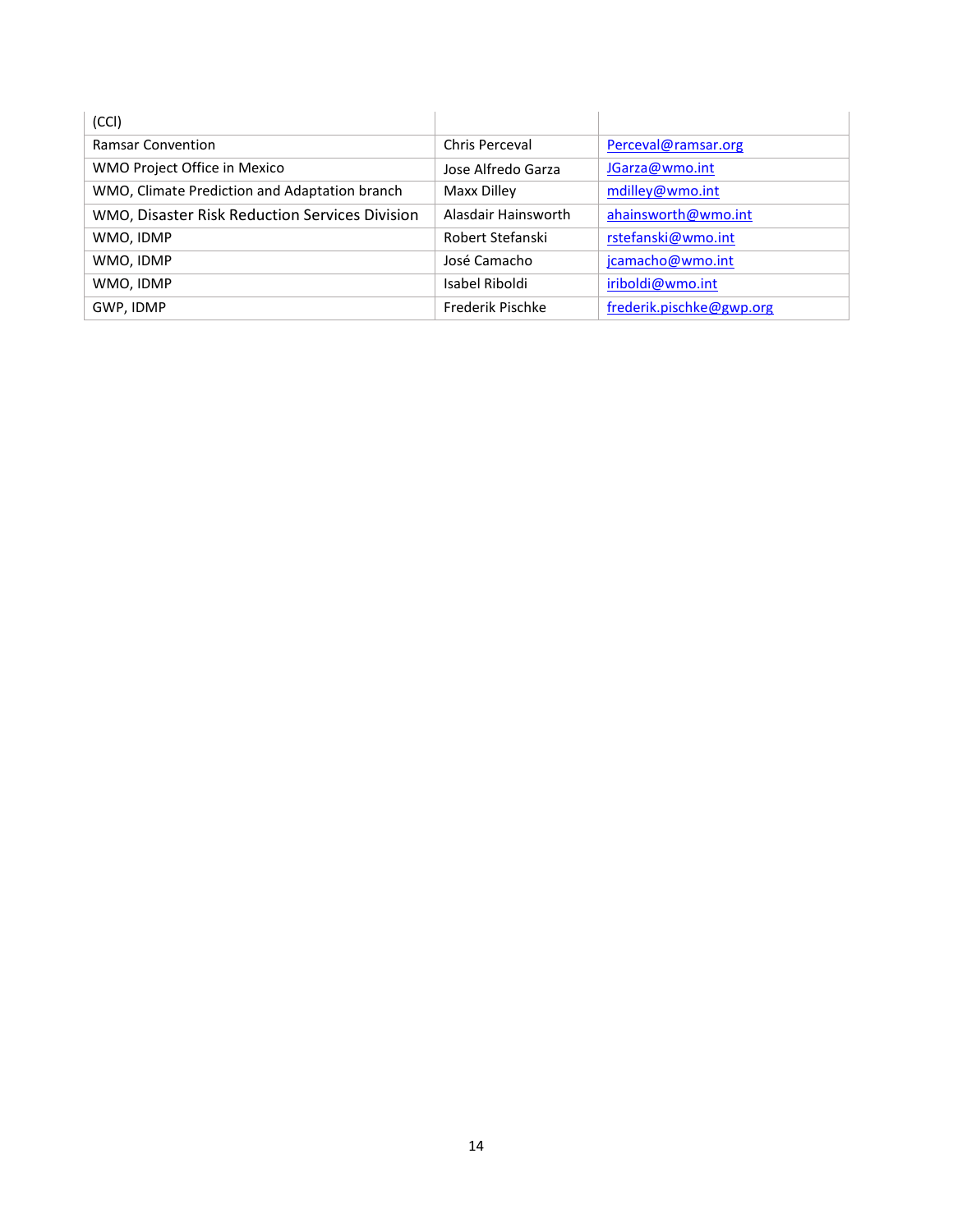| (CCl) | | |
|---|---|---|
| Ramsar Convention | Chris Perceval | Perceval@ramsar.org |
| WMO Project Office in Mexico | Jose Alfredo Garza | JGarza@wmo.int |
| WMO, Climate Prediction and Adaptation branch | Maxx Dilley | mdilley@wmo.int |
| WMO, Disaster Risk Reduction Services Division | Alasdair Hainsworth | ahainsworth@wmo.int |
| WMO, IDMP | Robert Stefanski | rstefanski@wmo.int |
| WMO, IDMP | José Camacho | jcamacho@wmo.int |
| WMO, IDMP | Isabel Riboldi | iriboldi@wmo.int |
| GWP, IDMP | Frederik Pischke | frederik.pischke@gwp.org |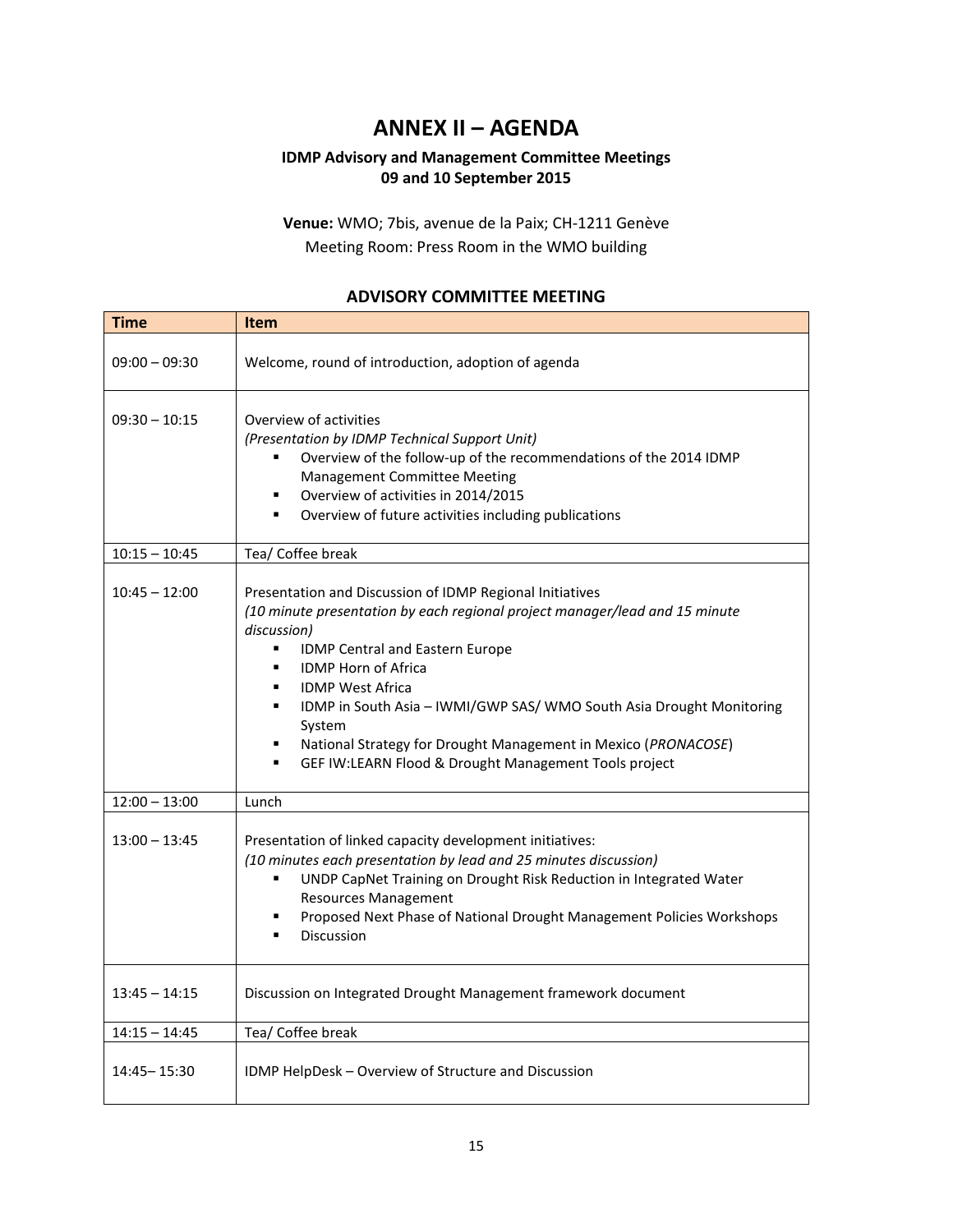# ANNEX II – AGENDA

**IDMP Advisory and Management Committee Meetings**
**09 and 10 September 2015**

**Venue:** WMO; 7bis, avenue de la Paix; CH-1211 Genève
Meeting Room: Press Room in the WMO building

## ADVISORY COMMITTEE MEETING

| Time | Item |
|---|---|
| 09:00 – 09:30 | Welcome, round of introduction, adoption of agenda |
| 09:30 – 10:15 | Overview of activities<br>*(Presentation by IDMP Technical Support Unit)*<br>▪ Overview of the follow-up of the recommendations of the 2014 IDMP Management Committee Meeting<br>▪ Overview of activities in 2014/2015<br>▪ Overview of future activities including publications |
| 10:15 – 10:45 | Tea/ Coffee break |
| 10:45 – 12:00 | Presentation and Discussion of IDMP Regional Initiatives<br>*(10 minute presentation by each regional project manager/lead and 15 minute discussion)*<br>▪ IDMP Central and Eastern Europe<br>▪ IDMP Horn of Africa<br>▪ IDMP West Africa<br>▪ IDMP in South Asia – IWMI/GWP SAS/ WMO South Asia Drought Monitoring System<br>▪ National Strategy for Drought Management in Mexico (*PRONACOSE*)<br>▪ GEF IW:LEARN Flood & Drought Management Tools project |
| 12:00 – 13:00 | Lunch |
| 13:00 – 13:45 | Presentation of linked capacity development initiatives:<br>*(10 minutes each presentation by lead and 25 minutes discussion)*<br>▪ UNDP CapNet Training on Drought Risk Reduction in Integrated Water Resources Management<br>▪ Proposed Next Phase of National Drought Management Policies Workshops<br>▪ Discussion |
| 13:45 – 14:15 | Discussion on Integrated Drought Management framework document |
| 14:15 – 14:45 | Tea/ Coffee break |
| 14:45– 15:30 | IDMP HelpDesk – Overview of Structure and Discussion |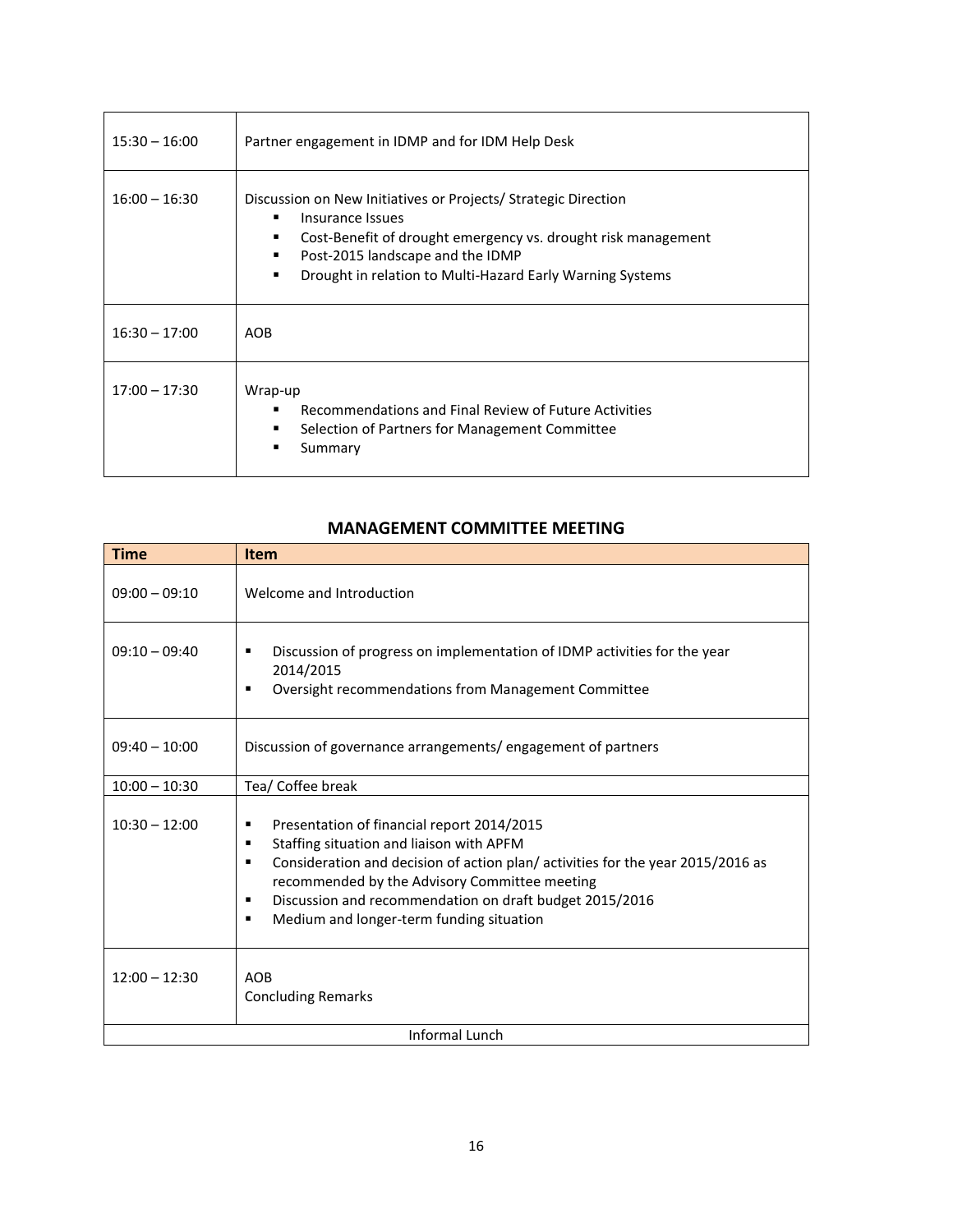| | |
|---|---|
| 15:30 – 16:00 | Partner engagement in IDMP and for IDM Help Desk |
| 16:00 – 16:30 | Discussion on New Initiatives or Projects/ Strategic Direction<br>▪ Insurance Issues<br>▪ Cost-Benefit of drought emergency vs. drought risk management<br>▪ Post-2015 landscape and the IDMP<br>▪ Drought in relation to Multi-Hazard Early Warning Systems |
| 16:30 – 17:00 | AOB |
| 17:00 – 17:30 | Wrap-up<br>▪ Recommendations and Final Review of Future Activities<br>▪ Selection of Partners for Management Committee<br>▪ Summary |

## MANAGEMENT COMMITTEE MEETING

| Time | Item |
|---|---|
| 09:00 – 09:10 | Welcome and Introduction |
| 09:10 – 09:40 | ▪ Discussion of progress on implementation of IDMP activities for the year 2014/2015<br>▪ Oversight recommendations from Management Committee |
| 09:40 – 10:00 | Discussion of governance arrangements/ engagement of partners |
| 10:00 – 10:30 | Tea/ Coffee break |
| 10:30 – 12:00 | ▪ Presentation of financial report 2014/2015<br>▪ Staffing situation and liaison with APFM<br>▪ Consideration and decision of action plan/ activities for the year 2015/2016 as recommended by the Advisory Committee meeting<br>▪ Discussion and recommendation on draft budget 2015/2016<br>▪ Medium and longer-term funding situation |
| 12:00 – 12:30 | AOB<br>Concluding Remarks |
| Informal Lunch | |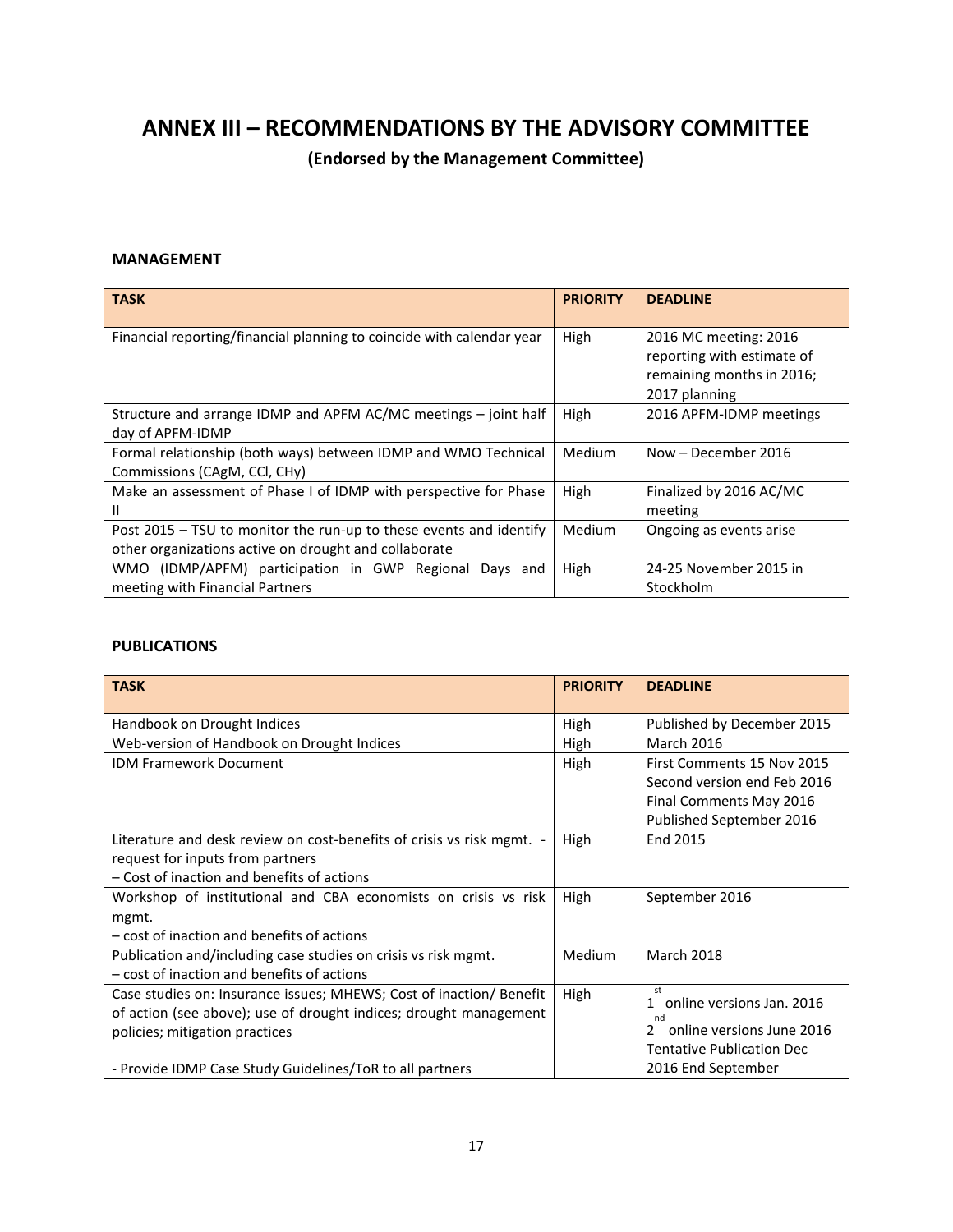# ANNEX III – RECOMMENDATIONS BY THE ADVISORY COMMITTEE

**(Endorsed by the Management Committee)**

### MANAGEMENT

| TASK | PRIORITY | DEADLINE |
|---|---|---|
| Financial reporting/financial planning to coincide with calendar year | High | 2016 MC meeting: 2016 reporting with estimate of remaining months in 2016; 2017 planning |
| Structure and arrange IDMP and APFM AC/MC meetings – joint half day of APFM-IDMP | High | 2016 APFM-IDMP meetings |
| Formal relationship (both ways) between IDMP and WMO Technical Commissions (CAgM, CCl, CHy) | Medium | Now – December 2016 |
| Make an assessment of Phase I of IDMP with perspective for Phase II | High | Finalized by 2016 AC/MC meeting |
| Post 2015 – TSU to monitor the run-up to these events and identify other organizations active on drought and collaborate | Medium | Ongoing as events arise |
| WMO (IDMP/APFM) participation in GWP Regional Days and meeting with Financial Partners | High | 24-25 November 2015 in Stockholm |

### PUBLICATIONS

| TASK | PRIORITY | DEADLINE |
|---|---|---|
| Handbook on Drought Indices | High | Published by December 2015 |
| Web-version of Handbook on Drought Indices | High | March 2016 |
| IDM Framework Document | High | First Comments 15 Nov 2015<br>Second version end Feb 2016<br>Final Comments May 2016<br>Published September 2016 |
| Literature and desk review on cost-benefits of crisis vs risk mgmt. - request for inputs from partners<br>– Cost of inaction and benefits of actions | High | End 2015 |
| Workshop of institutional and CBA economists on crisis vs risk mgmt.<br>– cost of inaction and benefits of actions | High | September 2016 |
| Publication and/including case studies on crisis vs risk mgmt.<br>– cost of inaction and benefits of actions | Medium | March 2018 |
| Case studies on: Insurance issues; MHEWS; Cost of inaction/ Benefit of action (see above); use of drought indices; drought management policies; mitigation practices<br><br>- Provide IDMP Case Study Guidelines/ToR to all partners | High | 1st online versions Jan. 2016<br>2nd online versions June 2016<br>Tentative Publication Dec 2016 End September |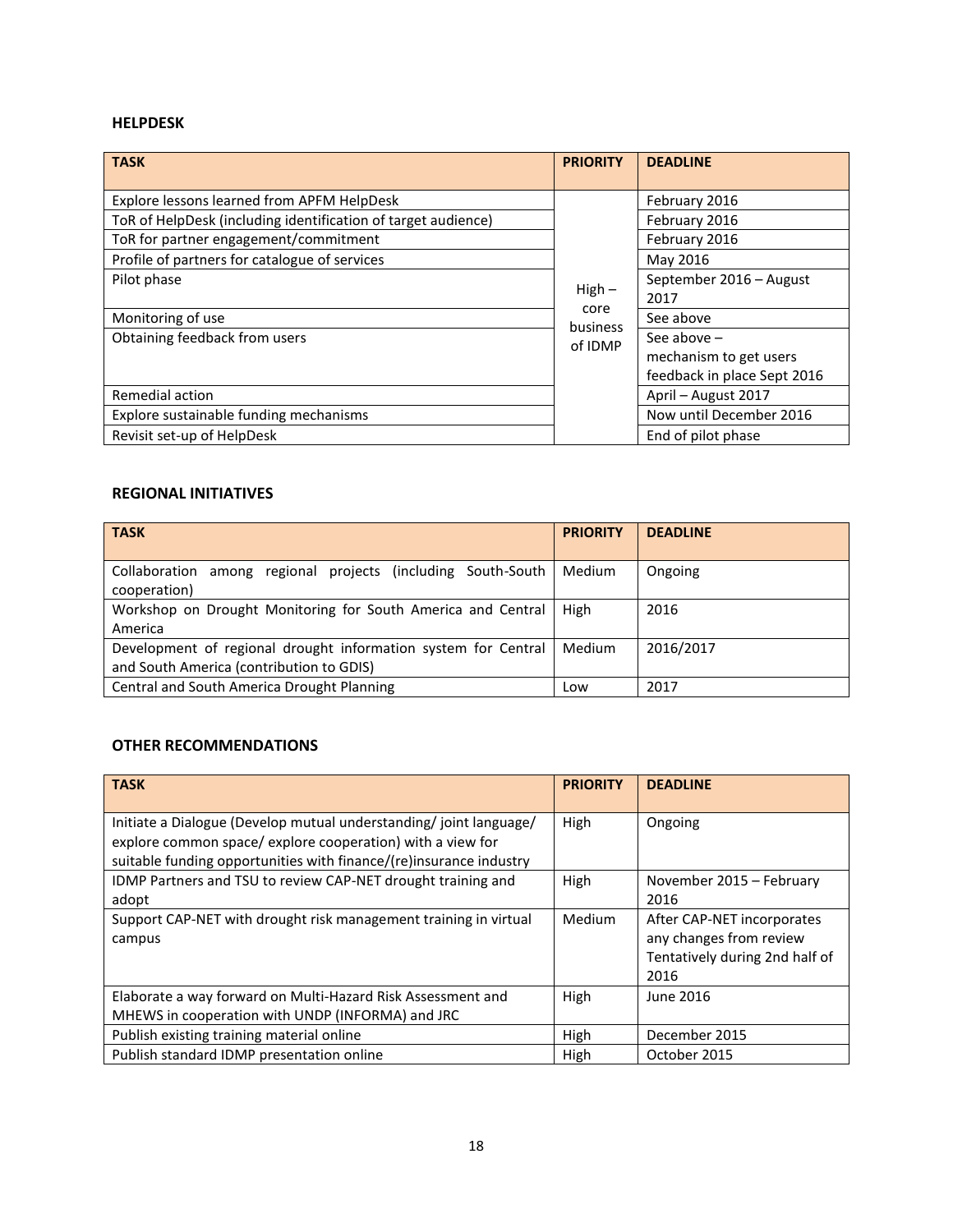### HELPDESK

| TASK | PRIORITY | DEADLINE |
|---|---|---|
| Explore lessons learned from APFM HelpDesk | High – core business of IDMP | February 2016 |
| ToR of HelpDesk (including identification of target audience) | | February 2016 |
| ToR for partner engagement/commitment | | February 2016 |
| Profile of partners for catalogue of services | | May 2016 |
| Pilot phase | | September 2016 – August 2017 |
| Monitoring of use | | See above |
| Obtaining feedback from users | | See above – mechanism to get users feedback in place Sept 2016 |
| Remedial action | | April – August 2017 |
| Explore sustainable funding mechanisms | | Now until December 2016 |
| Revisit set-up of HelpDesk | | End of pilot phase |

### REGIONAL INITIATIVES

| TASK | PRIORITY | DEADLINE |
|---|---|---|
| Collaboration among regional projects (including South-South cooperation) | Medium | Ongoing |
| Workshop on Drought Monitoring for South America and Central America | High | 2016 |
| Development of regional drought information system for Central and South America (contribution to GDIS) | Medium | 2016/2017 |
| Central and South America Drought Planning | Low | 2017 |

### OTHER RECOMMENDATIONS

| TASK | PRIORITY | DEADLINE |
|---|---|---|
| Initiate a Dialogue (Develop mutual understanding/ joint language/ explore common space/ explore cooperation) with a view for suitable funding opportunities with finance/(re)insurance industry | High | Ongoing |
| IDMP Partners and TSU to review CAP-NET drought training and adopt | High | November 2015 – February 2016 |
| Support CAP-NET with drought risk management training in virtual campus | Medium | After CAP-NET incorporates any changes from review Tentatively during 2nd half of 2016 |
| Elaborate a way forward on Multi-Hazard Risk Assessment and MHEWS in cooperation with UNDP (INFORMA) and JRC | High | June 2016 |
| Publish existing training material online | High | December 2015 |
| Publish standard IDMP presentation online | High | October 2015 |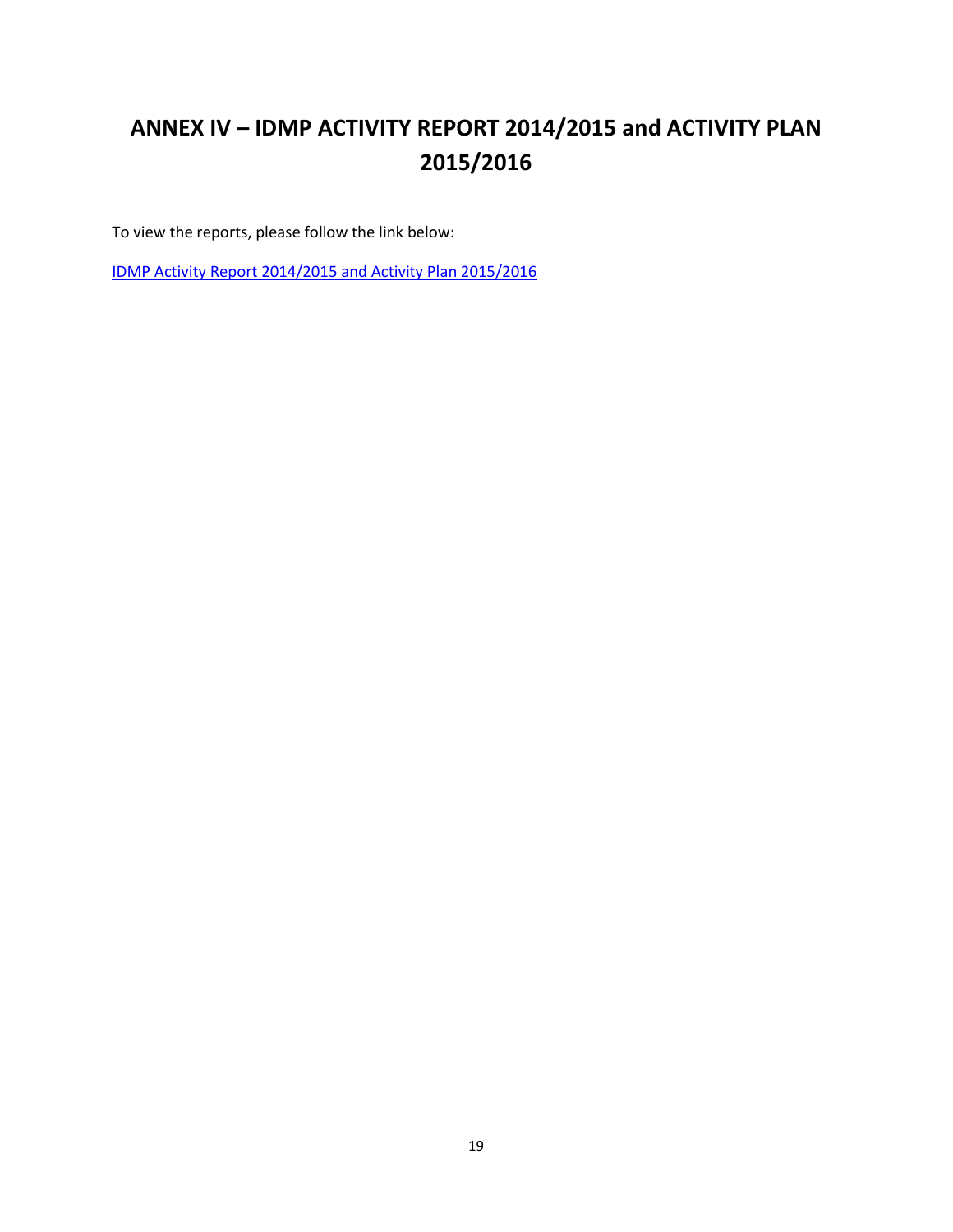# ANNEX IV – IDMP ACTIVITY REPORT 2014/2015 and ACTIVITY PLAN 2015/2016

To view the reports, please follow the link below:

IDMP Activity Report 2014/2015 and Activity Plan 2015/2016